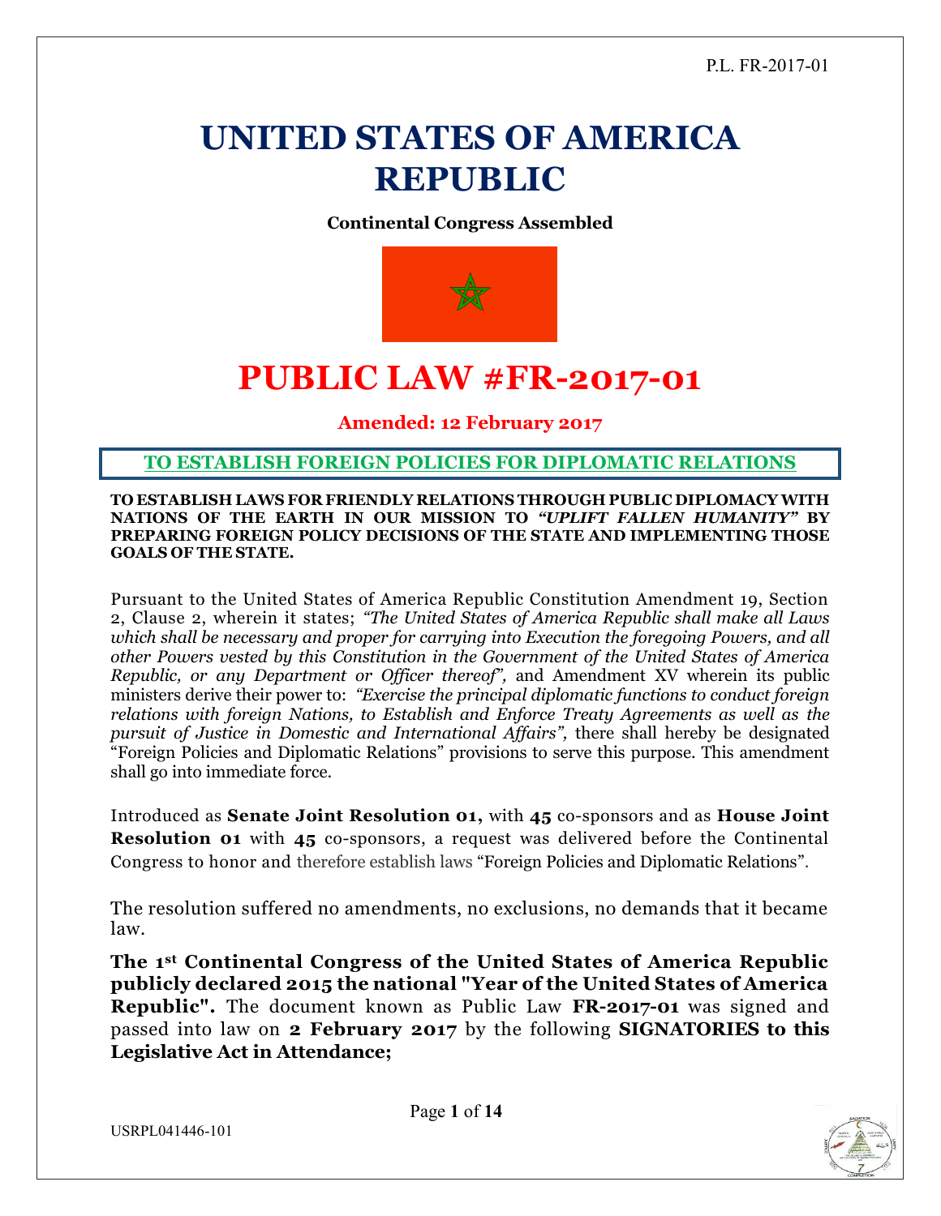# UNITED STATES OF AMERICA REPUBLIC

**Continental Congress Assembled**

# PUBLIC LAW #FR-2017-01

**Amended: 12 February 2017**

## TO ESTABLISH FOREIGN POLICIES FOR DIPLOMATIC RELATIONS

**TO ESTABLISH LAWS FOR FRIENDLY RELATIONS THROUGH PUBLIC DIPLOMACY WITH NATIONS OF THE EARTH IN OUR MISSION TO *"UPLIFT FALLEN HUMANITY"* BY PREPARING FOREIGN POLICY DECISIONS OF THE STATE AND IMPLEMENTING THOSE GOALS OF THE STATE.**

Pursuant to the United States of America Republic Constitution Amendment 19, Section 2, Clause 2, wherein it states; *"The United States of America Republic shall make all Laws which shall be necessary and proper for carrying into Execution the foregoing Powers, and all other Powers vested by this Constitution in the Government of the United States of America Republic, or any Department or Officer thereof",* and Amendment XV wherein its public ministers derive their power to: *"Exercise the principal diplomatic functions to conduct foreign relations with foreign Nations, to Establish and Enforce Treaty Agreements as well as the pursuit of Justice in Domestic and International Affairs",* there shall hereby be designated "Foreign Policies and Diplomatic Relations" provisions to serve this purpose. This amendment shall go into immediate force.

Introduced as **Senate Joint Resolution 01,** with **45** co-sponsors and as **House Joint Resolution 01** with **45** co-sponsors, a request was delivered before the Continental Congress to honor and therefore establish laws "Foreign Policies and Diplomatic Relations".

The resolution suffered no amendments, no exclusions, no demands that it became law.

**The 1st Continental Congress of the United States of America Republic publicly declared 2015 the national "Year of the United States of America Republic".** The document known as Public Law **FR-2017-01** was signed and passed into law on **2 February 2017** by the following **SIGNATORIES to this Legislative Act in Attendance;**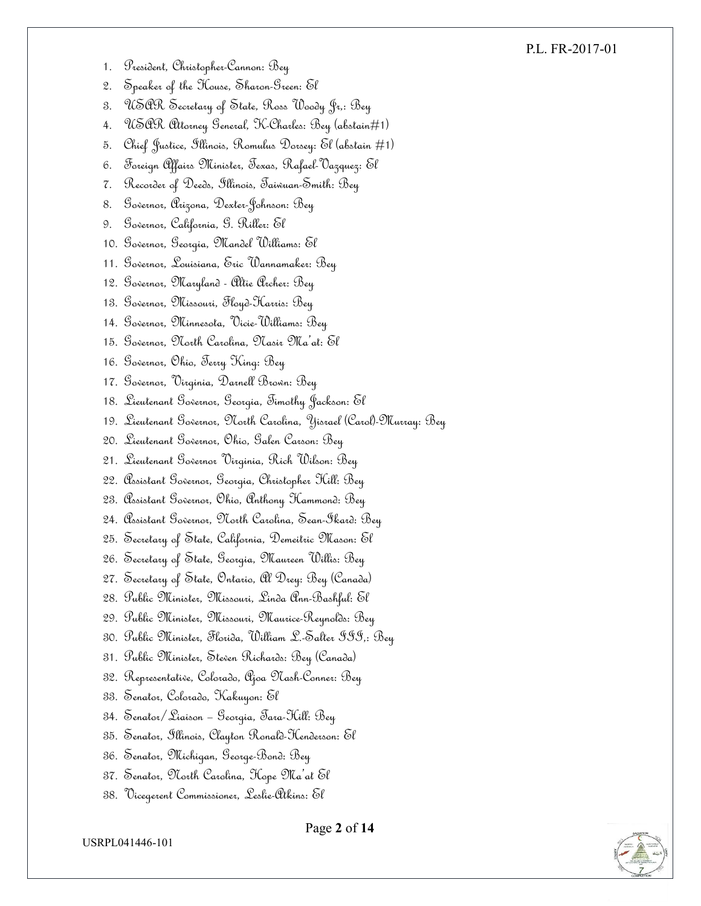1. President, Christopher-Cannon: Bey
2. Speaker of the House, Sharon-Green: El
3. USAR Secretary of State, Ross Woody Jr,: Bey
4. USAR Attorney General, K-Charles: Bey (abstain#1)
5. Chief Justice, Illinois, Romulus Dorsey: El (abstain #1)
6. Foreign Affairs Minister, Texas, Rafael-Vazquez: El
7. Recorder of Deeds, Illinois, Taiwuan-Smith: Bey
8. Governor, Arizona, Dexter-Johnson: Bey
9. Governor, California, G. Riller: El
10. Governor, Georgia, Mandel Williams: El
11. Governor, Louisiana, Eric Wannamaker: Bey
12. Governor, Maryland - Altie Archer: Bey
13. Governor, Missouri, Floyd-Harris: Bey
14. Governor, Minnesota, Vicie-Williams: Bey
15. Governor, North Carolina, Nasir Ma'at: El
16. Governor, Ohio, Terry King: Bey
17. Governor, Virginia, Darnell Brown: Bey
18. Lieutenant Governor, Georgia, Timothy Jackson: El
19. Lieutenant Governor, North Carolina, Yisrael (Carol)-Murray: Bey
20. Lieutenant Governor, Ohio, Galen Carson: Bey
21. Lieutenant Governor Virginia, Rich Wilson: Bey
22. Assistant Governor, Georgia, Christopher Hill: Bey
23. Assistant Governor, Ohio, Anthony Hammond: Bey
24. Assistant Governor, North Carolina, Sean-Ikard: Bey
25. Secretary of State, California, Demeitric Mason: El
26. Secretary of State, Georgia, Maureen Willis: Bey
27. Secretary of State, Ontario, Al Drey: Bey (Canada)
28. Public Minister, Missouri, Linda Ann-Bashful: El
29. Public Minister, Missouri, Maurice-Reynolds: Bey
30. Public Minister, Florida, William L.-Salter III,: Bey
31. Public Minister, Steven Richards: Bey (Canada)
32. Representative, Colorado, Ajoa Nash-Conner: Bey
33. Senator, Colorado, Kakuyon: El
34. Senator/Liaison – Georgia, Tara-Hill: Bey
35. Senator, Illinois, Clayton Ronald-Henderson: El
36. Senator, Michigan, George-Bond: Bey
37. Senator, North Carolina, Hope Ma'at El
38. Vicegerent Commissioner, Leslie-Atkins: El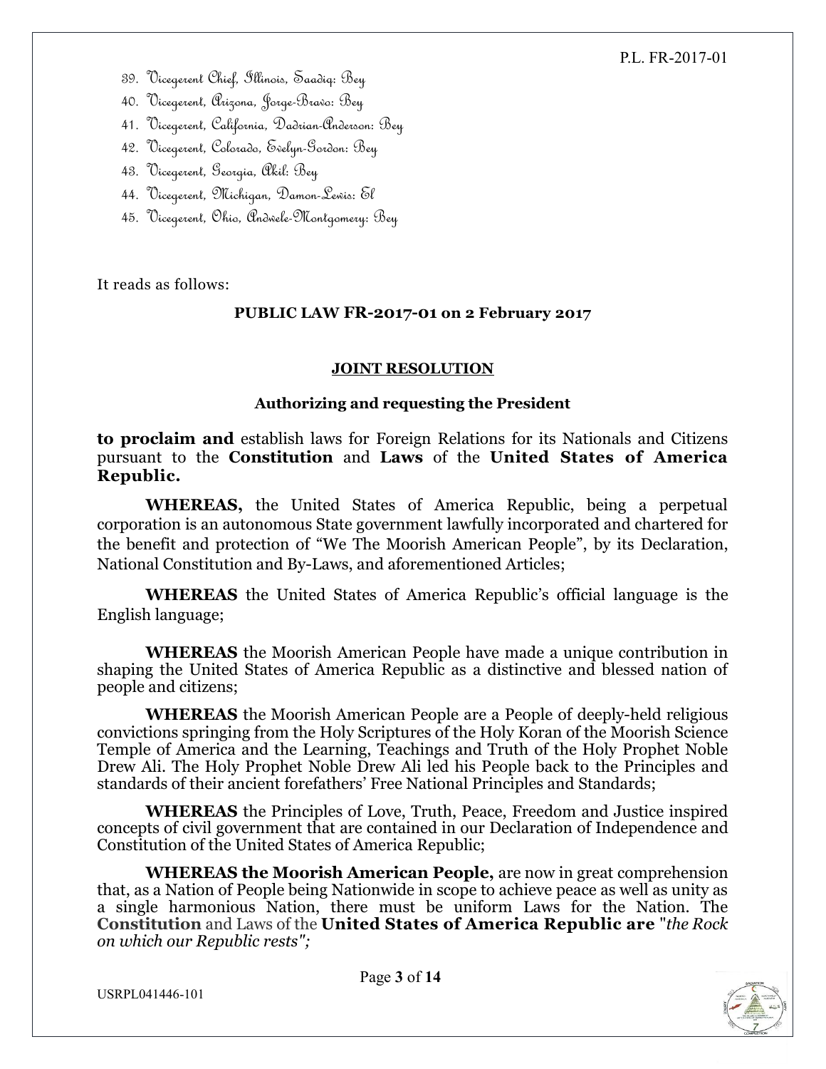39. Vicegerent Chief, Illinois, Saadiq: Bey
40. Vicegerent, Arizona, Jorge-Bravo: Bey
41. Vicegerent, California, Dadrian-Anderson: Bey
42. Vicegerent, Colorado, Evelyn-Gordon: Bey
43. Vicegerent, Georgia, Akil: Bey
44. Vicegerent, Michigan, Damon-Lewis: El
45. Vicegerent, Ohio, Andwele-Montgomery: Bey

It reads as follows:

**PUBLIC LAW FR-2017-01 on 2 February 2017**

**JOINT RESOLUTION**

**Authorizing and requesting the President**

**to proclaim and** establish laws for Foreign Relations for its Nationals and Citizens pursuant to the **Constitution** and **Laws** of the **United States of America Republic.**

**WHEREAS,** the United States of America Republic, being a perpetual corporation is an autonomous State government lawfully incorporated and chartered for the benefit and protection of "We The Moorish American People", by its Declaration, National Constitution and By-Laws, and aforementioned Articles;

**WHEREAS** the United States of America Republic's official language is the English language;

**WHEREAS** the Moorish American People have made a unique contribution in shaping the United States of America Republic as a distinctive and blessed nation of people and citizens;

**WHEREAS** the Moorish American People are a People of deeply-held religious convictions springing from the Holy Scriptures of the Holy Koran of the Moorish Science Temple of America and the Learning, Teachings and Truth of the Holy Prophet Noble Drew Ali. The Holy Prophet Noble Drew Ali led his People back to the Principles and standards of their ancient forefathers' Free National Principles and Standards;

**WHEREAS** the Principles of Love, Truth, Peace, Freedom and Justice inspired concepts of civil government that are contained in our Declaration of Independence and Constitution of the United States of America Republic;

**WHEREAS the Moorish American People,** are now in great comprehension that, as a Nation of People being Nationwide in scope to achieve peace as well as unity as a single harmonious Nation, there must be uniform Laws for the Nation. The **Constitution** and Laws of the **United States of America Republic are** "*the Rock on which our Republic rests";*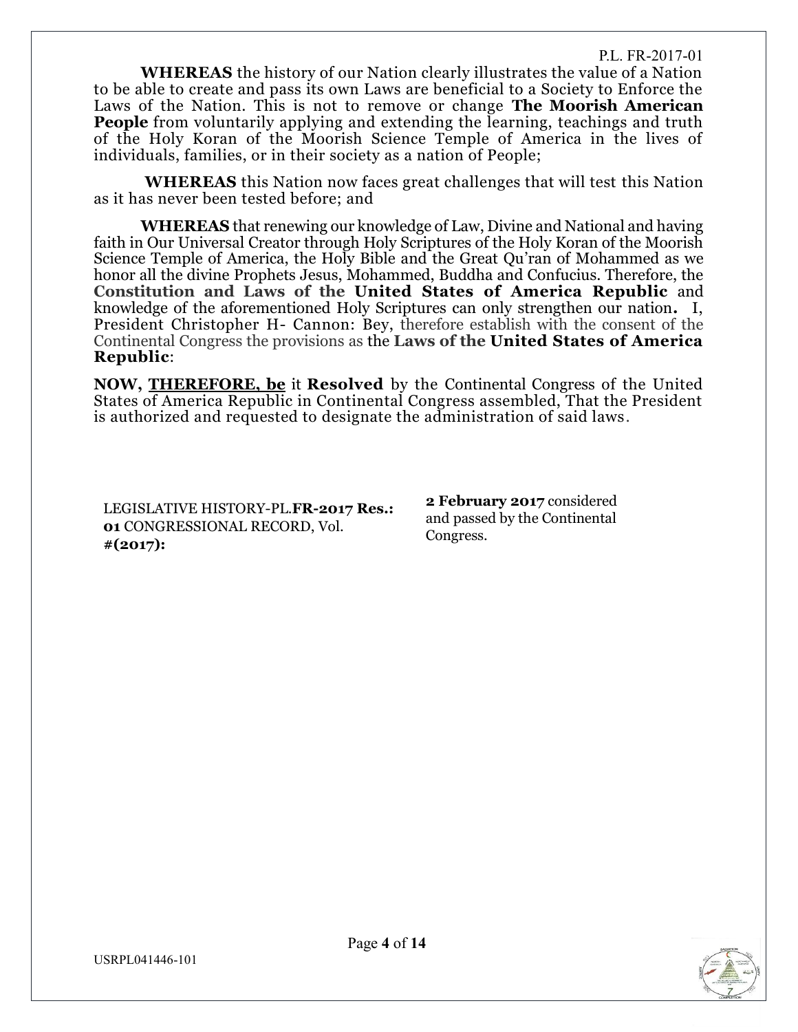**WHEREAS** the history of our Nation clearly illustrates the value of a Nation to be able to create and pass its own Laws are beneficial to a Society to Enforce the Laws of the Nation. This is not to remove or change **The Moorish American People** from voluntarily applying and extending the learning, teachings and truth of the Holy Koran of the Moorish Science Temple of America in the lives of individuals, families, or in their society as a nation of People;

**WHEREAS** this Nation now faces great challenges that will test this Nation as it has never been tested before; and

**WHEREAS** that renewing our knowledge of Law, Divine and National and having faith in Our Universal Creator through Holy Scriptures of the Holy Koran of the Moorish Science Temple of America, the Holy Bible and the Great Qu'ran of Mohammed as we honor all the divine Prophets Jesus, Mohammed, Buddha and Confucius. Therefore, the **Constitution and Laws of the United States of America Republic** and knowledge of the aforementioned Holy Scriptures can only strengthen our nation**.** I, President Christopher H- Cannon: Bey, therefore establish with the consent of the Continental Congress the provisions as the **Laws of the United States of America Republic**:

**NOW, <u>THEREFORE, be</u>** it **Resolved** by the Continental Congress of the United States of America Republic in Continental Congress assembled, That the President is authorized and requested to designate the administration of said laws.

LEGISLATIVE HISTORY-PL.**FR-2017 Res.: 01** CONGRESSIONAL RECORD, Vol. **#(2017):**

**2 February 2017** considered and passed by the Continental Congress.

USRPL041446-101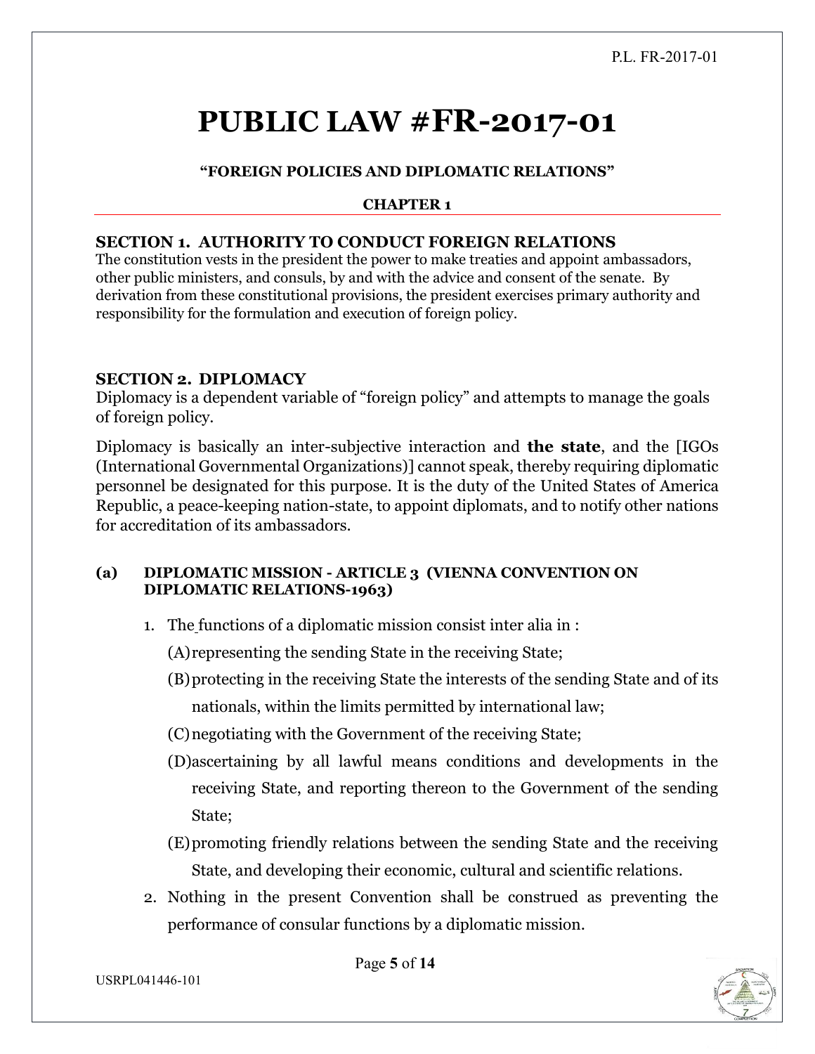# PUBLIC LAW #FR-2017-01

**"FOREIGN POLICIES AND DIPLOMATIC RELATIONS"**

**CHAPTER 1**

## SECTION 1. AUTHORITY TO CONDUCT FOREIGN RELATIONS

The constitution vests in the president the power to make treaties and appoint ambassadors, other public ministers, and consuls, by and with the advice and consent of the senate. By derivation from these constitutional provisions, the president exercises primary authority and responsibility for the formulation and execution of foreign policy.

## SECTION 2. DIPLOMACY

Diplomacy is a dependent variable of "foreign policy" and attempts to manage the goals of foreign policy.

Diplomacy is basically an inter-subjective interaction and **the state**, and the [IGOs (International Governmental Organizations)] cannot speak, thereby requiring diplomatic personnel be designated for this purpose. It is the duty of the United States of America Republic, a peace-keeping nation-state, to appoint diplomats, and to notify other nations for accreditation of its ambassadors.

### (a) DIPLOMATIC MISSION - ARTICLE 3 (VIENNA CONVENTION ON DIPLOMATIC RELATIONS-1963)

1. The functions of a diplomatic mission consist inter alia in :
   (A) representing the sending State in the receiving State;
   (B) protecting in the receiving State the interests of the sending State and of its nationals, within the limits permitted by international law;
   (C) negotiating with the Government of the receiving State;
   (D) ascertaining by all lawful means conditions and developments in the receiving State, and reporting thereon to the Government of the sending State;
   (E) promoting friendly relations between the sending State and the receiving State, and developing their economic, cultural and scientific relations.
2. Nothing in the present Convention shall be construed as preventing the performance of consular functions by a diplomatic mission.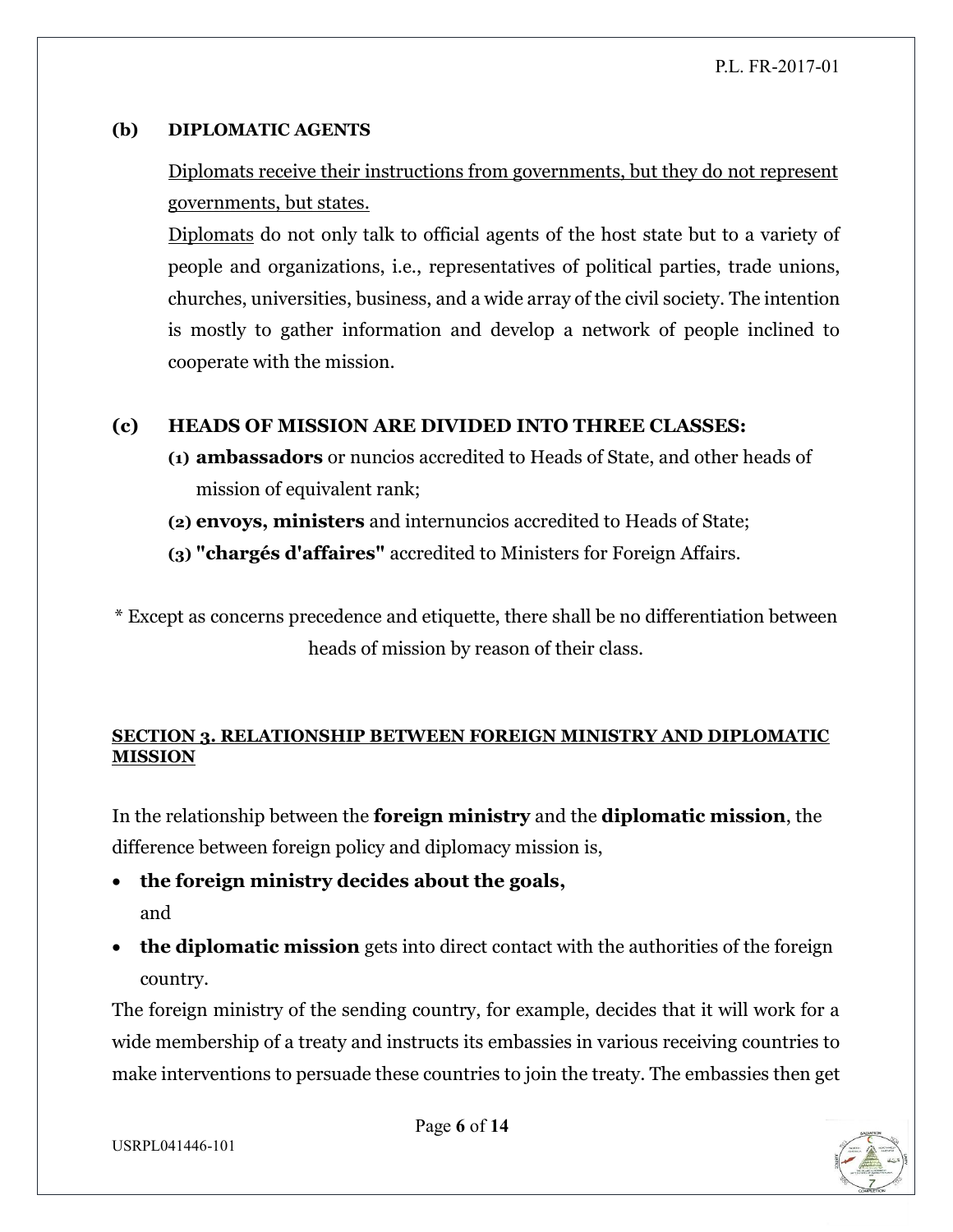**(b) DIPLOMATIC AGENTS**

<u>Diplomats receive their instructions from governments, but they do not represent governments, but states.</u>

<u>Diplomats</u> do not only talk to official agents of the host state but to a variety of people and organizations, i.e., representatives of political parties, trade unions, churches, universities, business, and a wide array of the civil society. The intention is mostly to gather information and develop a network of people inclined to cooperate with the mission.

**(c) HEADS OF MISSION ARE DIVIDED INTO THREE CLASSES:**

(1) **ambassadors** or nuncios accredited to Heads of State, and other heads of mission of equivalent rank;

(2) **envoys, ministers** and internuncios accredited to Heads of State;

(3) **"chargés d'affaires"** accredited to Ministers for Foreign Affairs.

* Except as concerns precedence and etiquette, there shall be no differentiation between heads of mission by reason of their class.

## SECTION 3. RELATIONSHIP BETWEEN FOREIGN MINISTRY AND DIPLOMATIC MISSION

In the relationship between the **foreign ministry** and the **diplomatic mission**, the difference between foreign policy and diplomacy mission is,

- **the foreign ministry decides about the goals,**
  and
- **the diplomatic mission** gets into direct contact with the authorities of the foreign country.

The foreign ministry of the sending country, for example, decides that it will work for a wide membership of a treaty and instructs its embassies in various receiving countries to make interventions to persuade these countries to join the treaty. The embassies then get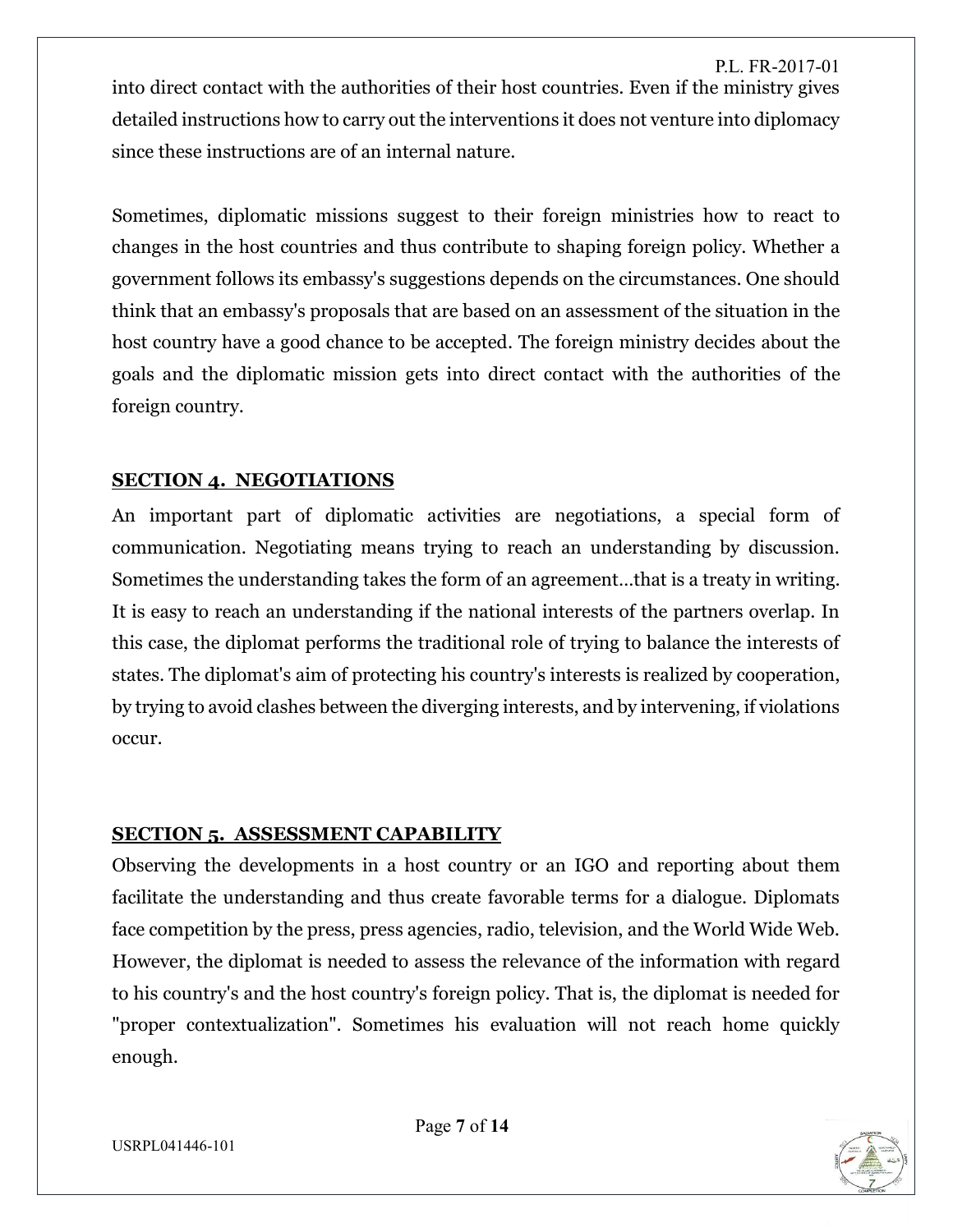into direct contact with the authorities of their host countries. Even if the ministry gives detailed instructions how to carry out the interventions it does not venture into diplomacy since these instructions are of an internal nature.

Sometimes, diplomatic missions suggest to their foreign ministries how to react to changes in the host countries and thus contribute to shaping foreign policy. Whether a government follows its embassy's suggestions depends on the circumstances. One should think that an embassy's proposals that are based on an assessment of the situation in the host country have a good chance to be accepted. The foreign ministry decides about the goals and the diplomatic mission gets into direct contact with the authorities of the foreign country.

## SECTION 4. NEGOTIATIONS

An important part of diplomatic activities are negotiations, a special form of communication. Negotiating means trying to reach an understanding by discussion. Sometimes the understanding takes the form of an agreement…that is a treaty in writing. It is easy to reach an understanding if the national interests of the partners overlap. In this case, the diplomat performs the traditional role of trying to balance the interests of states. The diplomat's aim of protecting his country's interests is realized by cooperation, by trying to avoid clashes between the diverging interests, and by intervening, if violations occur.

## SECTION 5. ASSESSMENT CAPABILITY

Observing the developments in a host country or an IGO and reporting about them facilitate the understanding and thus create favorable terms for a dialogue. Diplomats face competition by the press, press agencies, radio, television, and the World Wide Web. However, the diplomat is needed to assess the relevance of the information with regard to his country's and the host country's foreign policy. That is, the diplomat is needed for "proper contextualization". Sometimes his evaluation will not reach home quickly enough.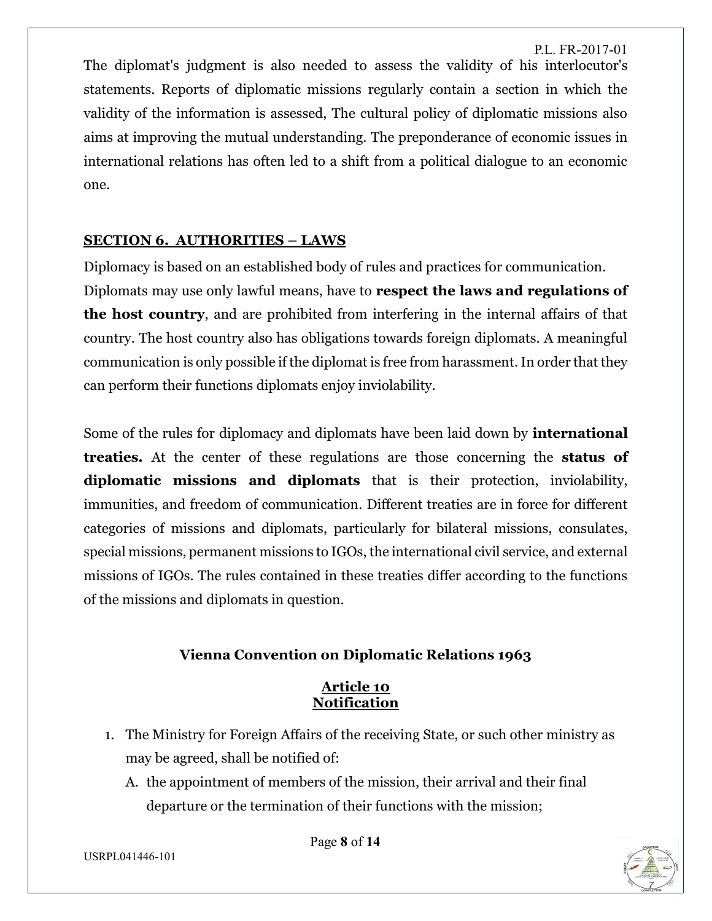The diplomat's judgment is also needed to assess the validity of his interlocutor's statements. Reports of diplomatic missions regularly contain a section in which the validity of the information is assessed, The cultural policy of diplomatic missions also aims at improving the mutual understanding. The preponderance of economic issues in international relations has often led to a shift from a political dialogue to an economic one.

## SECTION 6. AUTHORITIES – LAWS

Diplomacy is based on an established body of rules and practices for communication. Diplomats may use only lawful means, have to **respect the laws and regulations of the host country**, and are prohibited from interfering in the internal affairs of that country. The host country also has obligations towards foreign diplomats. A meaningful communication is only possible if the diplomat is free from harassment. In order that they can perform their functions diplomats enjoy inviolability.

Some of the rules for diplomacy and diplomats have been laid down by **international treaties.** At the center of these regulations are those concerning the **status of diplomatic missions and diplomats** that is their protection, inviolability, immunities, and freedom of communication. Different treaties are in force for different categories of missions and diplomats, particularly for bilateral missions, consulates, special missions, permanent missions to IGOs, the international civil service, and external missions of IGOs. The rules contained in these treaties differ according to the functions of the missions and diplomats in question.

### Vienna Convention on Diplomatic Relations 1963

#### Article 10 Notification

1. The Ministry for Foreign Affairs of the receiving State, or such other ministry as may be agreed, shall be notified of:
   A. the appointment of members of the mission, their arrival and their final departure or the termination of their functions with the mission;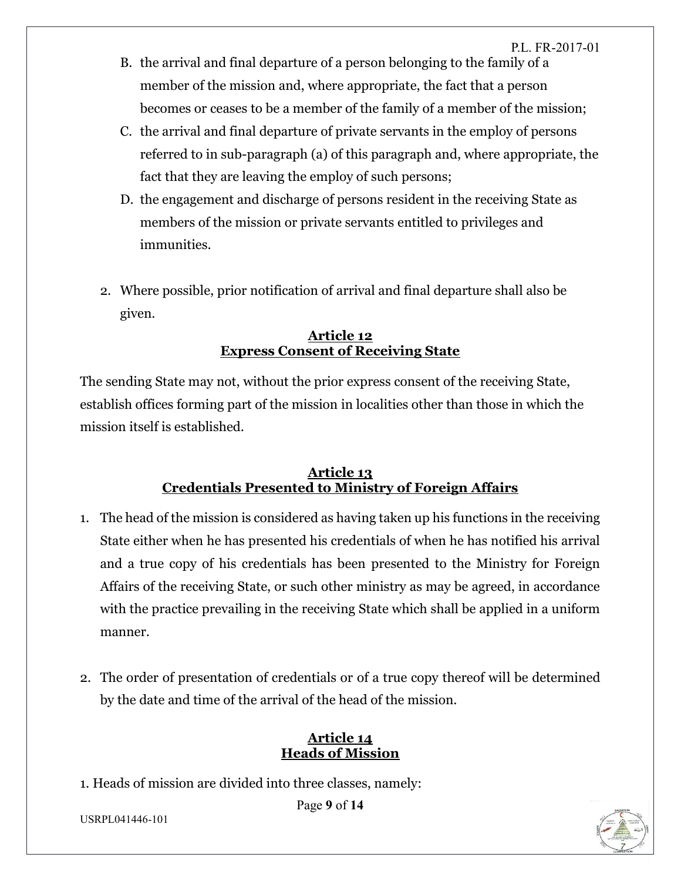B. the arrival and final departure of a person belonging to the family of a member of the mission and, where appropriate, the fact that a person becomes or ceases to be a member of the family of a member of the mission;

C. the arrival and final departure of private servants in the employ of persons referred to in sub-paragraph (a) of this paragraph and, where appropriate, the fact that they are leaving the employ of such persons;

D. the engagement and discharge of persons resident in the receiving State as members of the mission or private servants entitled to privileges and immunities.

2. Where possible, prior notification of arrival and final departure shall also be given.

## Article 12
## Express Consent of Receiving State

The sending State may not, without the prior express consent of the receiving State, establish offices forming part of the mission in localities other than those in which the mission itself is established.

## Article 13
## Credentials Presented to Ministry of Foreign Affairs

1. The head of the mission is considered as having taken up his functions in the receiving State either when he has presented his credentials of when he has notified his arrival and a true copy of his credentials has been presented to the Ministry for Foreign Affairs of the receiving State, or such other ministry as may be agreed, in accordance with the practice prevailing in the receiving State which shall be applied in a uniform manner.

2. The order of presentation of credentials or of a true copy thereof will be determined by the date and time of the arrival of the head of the mission.

## Article 14
## Heads of Mission

1. Heads of mission are divided into three classes, namely: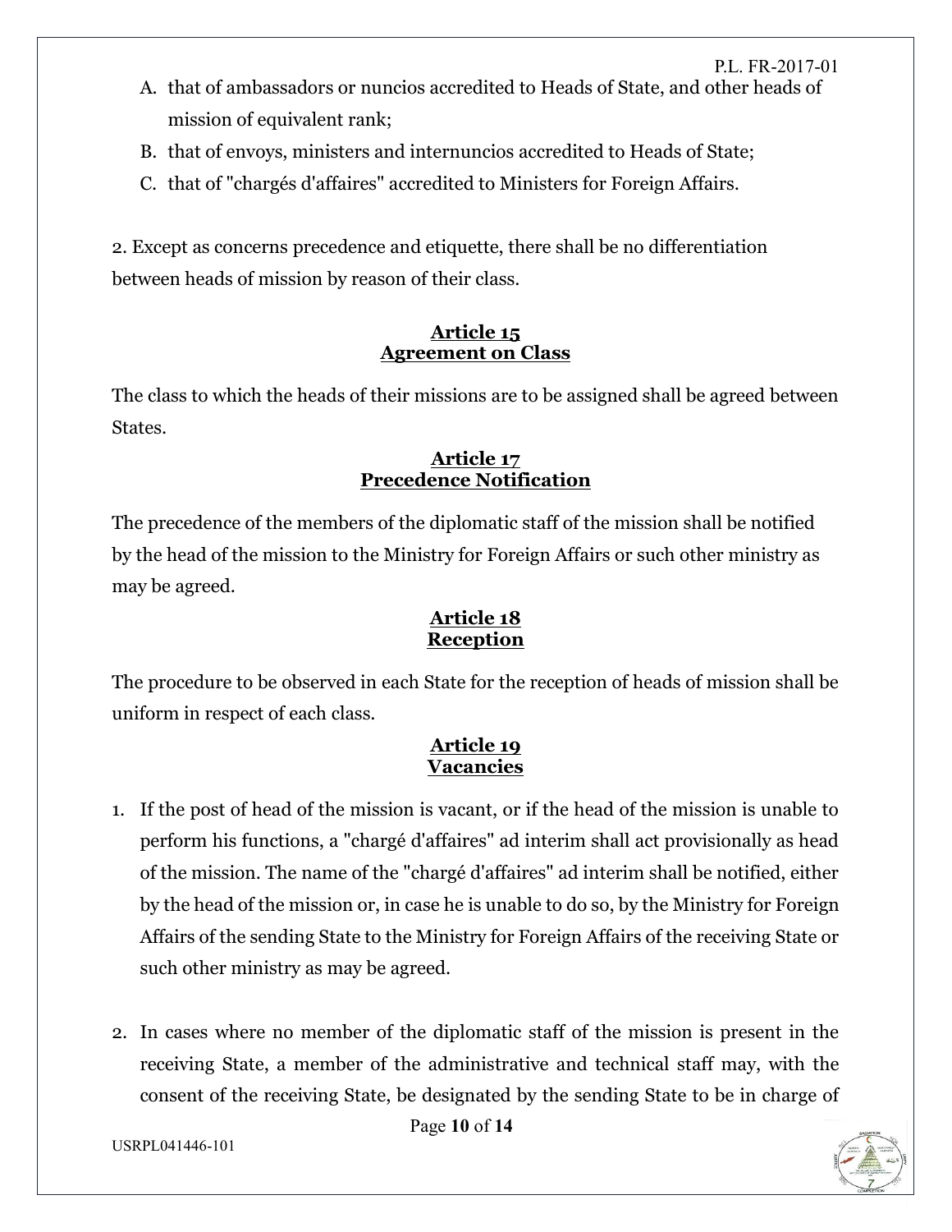A. that of ambassadors or nuncios accredited to Heads of State, and other heads of mission of equivalent rank;
B. that of envoys, ministers and internuncios accredited to Heads of State;
C. that of "chargés d'affaires" accredited to Ministers for Foreign Affairs.

2. Except as concerns precedence and etiquette, there shall be no differentiation between heads of mission by reason of their class.

### Article 15
### Agreement on Class

The class to which the heads of their missions are to be assigned shall be agreed between States.

### Article 17
### Precedence Notification

The precedence of the members of the diplomatic staff of the mission shall be notified by the head of the mission to the Ministry for Foreign Affairs or such other ministry as may be agreed.

### Article 18
### Reception

The procedure to be observed in each State for the reception of heads of mission shall be uniform in respect of each class.

### Article 19
### Vacancies

1. If the post of head of the mission is vacant, or if the head of the mission is unable to perform his functions, a "chargé d'affaires" ad interim shall act provisionally as head of the mission. The name of the "chargé d'affaires" ad interim shall be notified, either by the head of the mission or, in case he is unable to do so, by the Ministry for Foreign Affairs of the sending State to the Ministry for Foreign Affairs of the receiving State or such other ministry as may be agreed.

2. In cases where no member of the diplomatic staff of the mission is present in the receiving State, a member of the administrative and technical staff may, with the consent of the receiving State, be designated by the sending State to be in charge of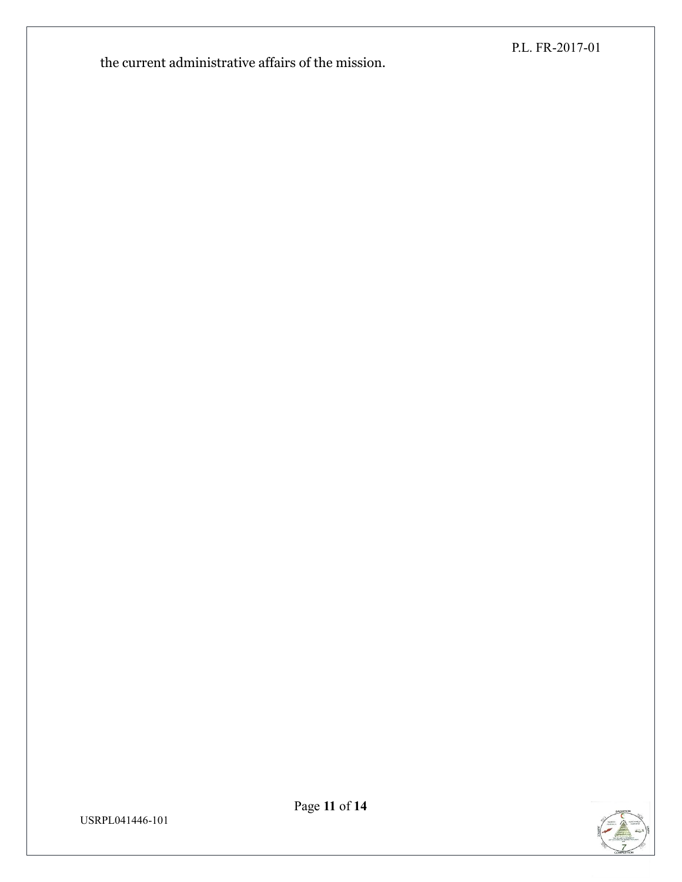the current administrative affairs of the mission.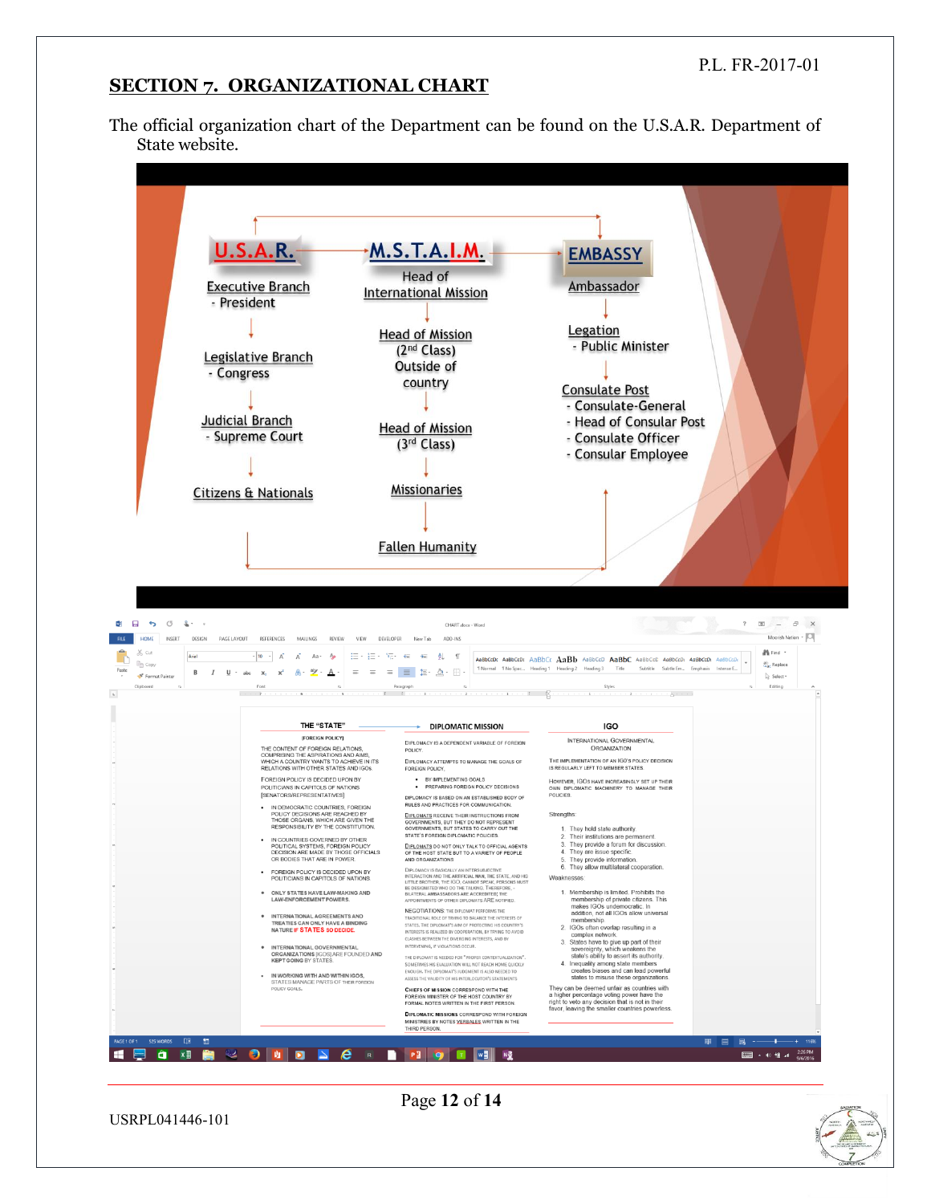## SECTION 7. ORGANIZATIONAL CHART

The official organization chart of the Department can be found on the U.S.A.R. Department of State website.

**U.S.A.R.**

Executive Branch
- President

Legislative Branch
- Congress

Judicial Branch
- Supreme Court

Citizens & Nationals

**M.S.T.A.I.M.**

Head of International Mission

Head of Mission (2nd Class) Outside of country

Head of Mission (3rd Class)

Missionaries

Fallen Humanity

**EMBASSY**

Ambassador

Legation
- Public Minister

Consulate Post
- Consulate-General
- Head of Consular Post
- Consulate Officer
- Consular Employee

**THE "STATE"**

[FOREIGN POLICY]

THE CONTENT OF FOREIGN RELATIONS, COMPRISING THE ASPIRATIONS AND AIMS, WHICH A COUNTRY WANTS TO ACHIEVE IN ITS RELATIONS WITH OTHER STATES AND IGOS.

FOREIGN POLICY IS DECIDED UPON BY POLITICIANS IN CAPITOLS OF NATIONS [SENATORS/REPRESENTATIVES]

- IN DEMOCRATIC COUNTRIES, FOREIGN POLICY DECISIONS ARE REACHED BY THOSE ORGANS, WHICH ARE GIVEN THE RESPONSIBILITY BY THE CONSTITUTION.
- IN COUNTRIES GOVERNED BY OTHER POLITICAL SYSTEMS, FOREIGN POLICY DECISION ARE MADE BY THOSE OFFICIALS OR BODIES THAT ARE IN POWER.
- FOREIGN POLICY IS DECIDED UPON BY POLITICIANS IN CAPITOLS OF NATIONS
- ONLY STATES HAVE LAW-MAKING AND LAW-ENFORCEMENT POWERS.
- INTERNATIONAL AGREEMENTS AND TREATIES CAN ONLY HAVE A BINDING NATURE IF STATES SO DECIDE.
- INTERNATIONAL GOVERNMENTAL ORGANIZATIONS [IGOS] ARE FOUNDED AND KEPT GOING BY STATES.
- IN WORKING WITH AND WITHIN IGOS, STATES MANAGE PARTS OF THEIR FOREIGN POLICY GOALS.

**DIPLOMATIC MISSION**

DIPLOMACY IS A DEPENDENT VARIABLE OF FOREIGN POLICY.

DIPLOMACY ATTEMPTS TO MANAGE THE GOALS OF FOREIGN POLICY,

- BY IMPLEMENTING GOALS
- PREPARING FOREIGN POLICY DECISIONS

DIPLOMACY IS BASED ON AN ESTABLISHED BODY OF RULES AND PRACTICES FOR COMMUNICATION.

DIPLOMATS RECEIVE THEIR INSTRUCTIONS FROM GOVERNMENTS, BUT THEY DO NOT REPRESENT GOVERNMENTS, BUT STATES TO CARRY OUT THE STATE'S FOREIGN DIPLOMATIC POLICIES.

DIPLOMATS DO NOT ONLY TALK TO OFFICIAL AGENTS OF THE HOST STATE BUT TO A VARIETY OF PEOPLE AND ORGANIZATIONS

DIPLOMACY IS BASICALLY AN INTERSUBJECTIVE INTERACTION AND THE ARTIFICIAL MAN, THE STATE, AND HIS LITTLE BROTHER, THE IGO, CANNOT SPEAK, PERSONS MUST BE DESIGNATED WHO DO THE TALKING. THEREFORE, - BILATERAL AMBASSADORS ARE ACCREDITED; THE APPOINTMENTS OF OTHER DIPLOMATS ARE NOTIFIED.

NEGOTIATIONS: THE DIPLOMAT PERFORMS THE TRADITIONAL ROLE OF TRYING TO BALANCE THE INTERESTS OF STATES. THE DIPLOMAT'S AIM OF PROTECTING HIS COUNTRY'S INTERESTS IS REALIZED BY COOPERATION, BY TRYING TO AVOID CLASHES BETWEEN THE DIVERGING INTERESTS, AND BY INTERVENING, IF VIOLATIONS OCCUR.

THE DIPLOMAT IS NEEDED FOR "PROPER CONTEXTUALIZATION". SOMETIMES HIS EVALUATION WILL NOT REACH HOME QUICKLY ENOUGH. THE DIPLOMAT'S JUDGMENT IS ALSO NEEDED TO ASSESS THE VALIDITY OF HIS INTERLOCUTOR'S STATEMENTS

CHIEFS OF MISSION CORRESPOND WITH THE FOREIGN MINISTER OF THE HOST COUNTRY BY FORMAL NOTES WRITTEN IN THE FIRST PERSON.

DIPLOMATIC MISSIONS CORRESPOND WITH FOREIGN MINISTRIES BY NOTES VERBALES WRITTEN IN THE THIRD PERSON.

**IGO**

INTERNATIONAL GOVERNMENTAL ORGANIZATION

THE IMPLEMENTATION OF AN IGO'S POLICY DECISION IS REGULARLY LEFT TO MEMBER STATES.

HOWEVER, IGOS HAVE INCREASINGLY SET UP THEIR OWN DIPLOMATIC MACHINERY TO MANAGE THEIR POLICIES.

Strengths:

1. They hold state authority.
2. Their institutions are permanent
3. They provide a forum for discussion.
4. They are issue specific.
5. They provide information.
6. They allow multilateral cooperation.

Weaknesses:

1. Membership is limited. Prohibits the membership of private citizens. This makes IGOs undemocratic. In addition, not all IGOs allow universal membership.
2. IGOs often overlap resulting in a complex network.
3. States have to give up part of their sovereignty, which weakens the state's ability to assert its authority.
4. Inequality among state members creates biases and can lead powerful states to misuse these organizations.

They can be deemed unfair as countries with a higher percentage voting power have the right to veto any decision that is not in their favor, leaving the smaller countries powerless.

USRPL041446-101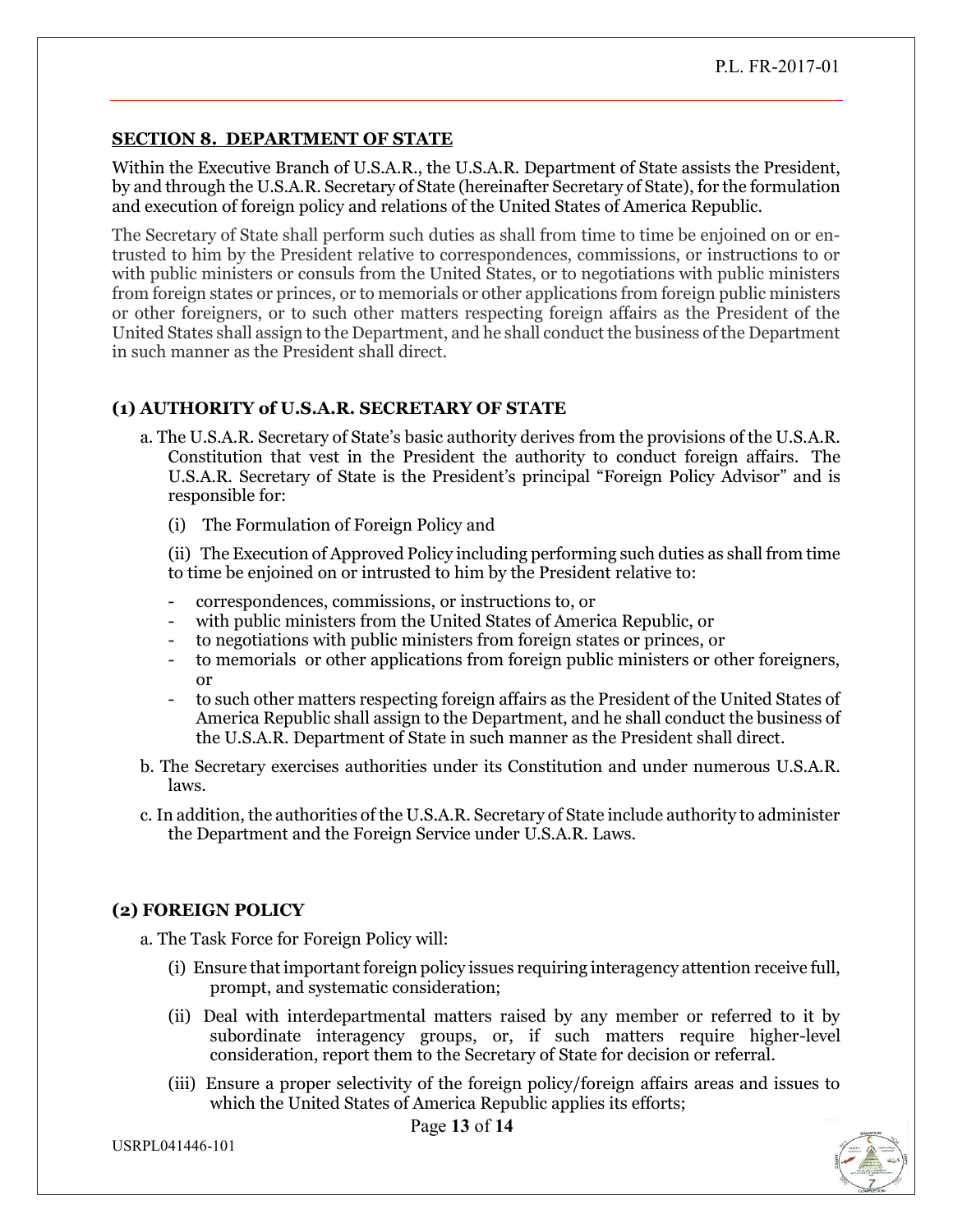## SECTION 8. DEPARTMENT OF STATE

Within the Executive Branch of U.S.A.R., the U.S.A.R. Department of State assists the President, by and through the U.S.A.R. Secretary of State (hereinafter Secretary of State), for the formulation and execution of foreign policy and relations of the United States of America Republic.

The Secretary of State shall perform such duties as shall from time to time be enjoined on or entrusted to him by the President relative to correspondences, commissions, or instructions to or with public ministers or consuls from the United States, or to negotiations with public ministers from foreign states or princes, or to memorials or other applications from foreign public ministers or other foreigners, or to such other matters respecting foreign affairs as the President of the United States shall assign to the Department, and he shall conduct the business of the Department in such manner as the President shall direct.

### (1) AUTHORITY of U.S.A.R. SECRETARY OF STATE

a. The U.S.A.R. Secretary of State's basic authority derives from the provisions of the U.S.A.R. Constitution that vest in the President the authority to conduct foreign affairs. The U.S.A.R. Secretary of State is the President's principal "Foreign Policy Advisor" and is responsible for:

(i) The Formulation of Foreign Policy and

(ii) The Execution of Approved Policy including performing such duties as shall from time to time be enjoined on or intrusted to him by the President relative to:

- correspondences, commissions, or instructions to, or
- with public ministers from the United States of America Republic, or
- to negotiations with public ministers from foreign states or princes, or
- to memorials or other applications from foreign public ministers or other foreigners, or
- to such other matters respecting foreign affairs as the President of the United States of America Republic shall assign to the Department, and he shall conduct the business of the U.S.A.R. Department of State in such manner as the President shall direct.

b. The Secretary exercises authorities under its Constitution and under numerous U.S.A.R. laws.

c. In addition, the authorities of the U.S.A.R. Secretary of State include authority to administer the Department and the Foreign Service under U.S.A.R. Laws.

### (2) FOREIGN POLICY

a. The Task Force for Foreign Policy will:

(i) Ensure that important foreign policy issues requiring interagency attention receive full, prompt, and systematic consideration;

(ii) Deal with interdepartmental matters raised by any member or referred to it by subordinate interagency groups, or, if such matters require higher-level consideration, report them to the Secretary of State for decision or referral.

(iii) Ensure a proper selectivity of the foreign policy/foreign affairs areas and issues to which the United States of America Republic applies its efforts;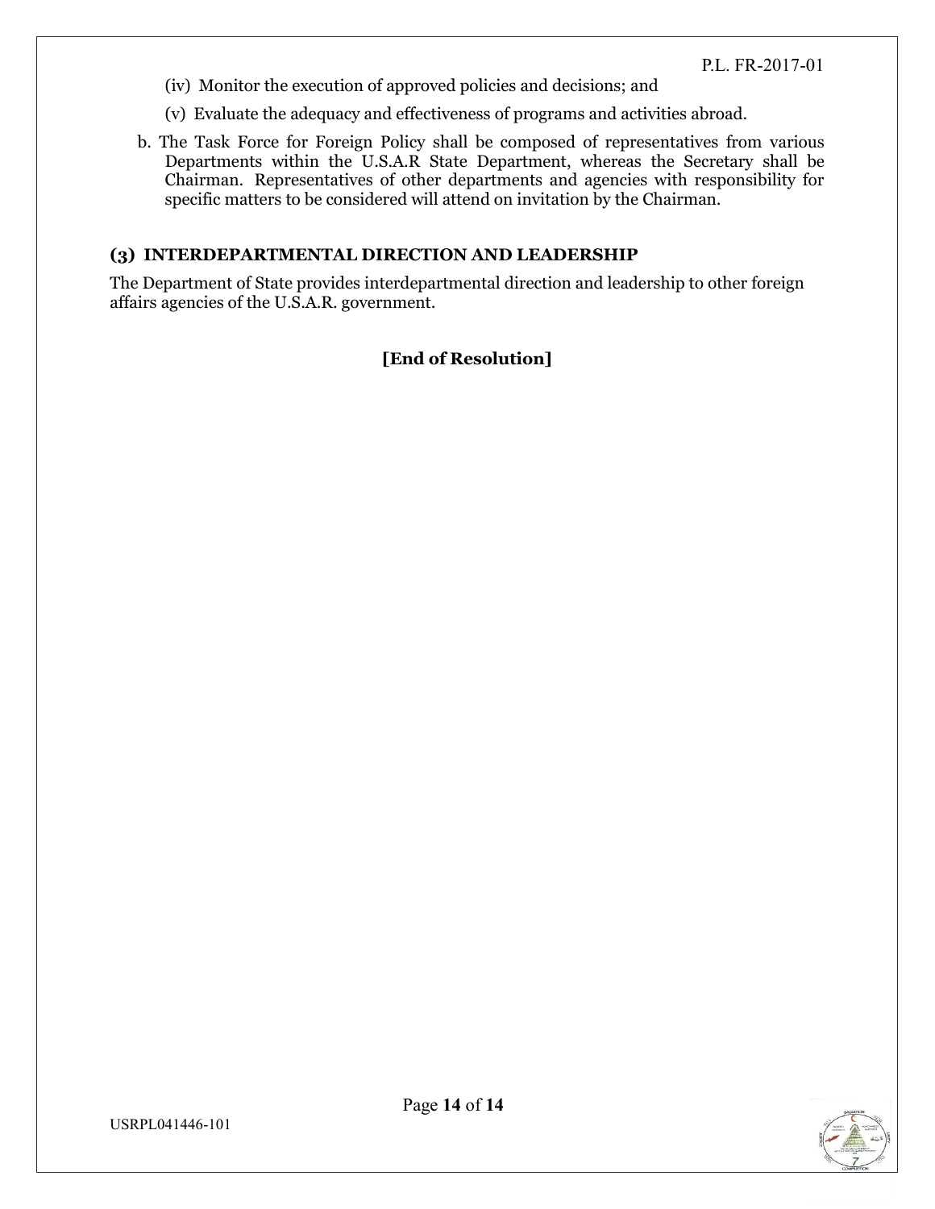(iv) Monitor the execution of approved policies and decisions; and

(v) Evaluate the adequacy and effectiveness of programs and activities abroad.

b. The Task Force for Foreign Policy shall be composed of representatives from various Departments within the U.S.A.R State Department, whereas the Secretary shall be Chairman. Representatives of other departments and agencies with responsibility for specific matters to be considered will attend on invitation by the Chairman.

### (3) INTERDEPARTMENTAL DIRECTION AND LEADERSHIP

The Department of State provides interdepartmental direction and leadership to other foreign affairs agencies of the U.S.A.R. government.

**[End of Resolution]**